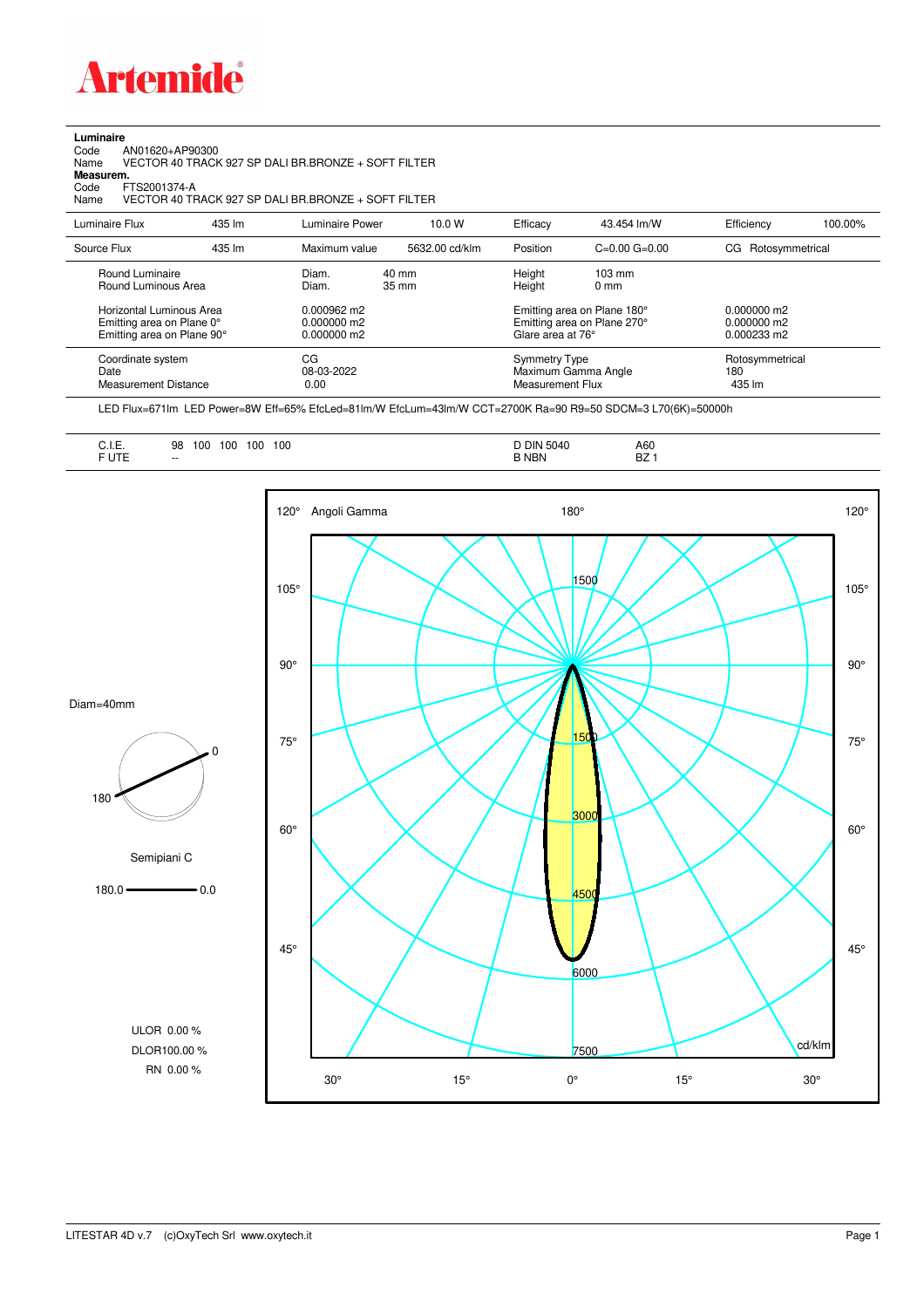**Artemide**

**Luminaire**

Code AN01620+AP90300

Name VECTOR 40 TRACK 927 SP DALI BR.BRONZE + SOFT FILTER

**Measurem.**

Code FTS2001374-A

Name VECTOR 40 TRACK 927 SP DALI BR.BRONZE + SOFT FILTER

| Luminaire Flux | 435 lm | Luminaire Power | 10.0 W | Efficacy | 43.454 lm/W | Efficiency | 100.00% |
|---|---|---|---|---|---|---|---|
| Source Flux | 435 lm | Maximum value | 5632.00 cd/klm | Position | C=0.00 G=0.00 | CG | Rotosymmetrical |

| | | | | |
|---|---|---|---|---|
| Round Luminaire | Diam. 40 mm | Height 103 mm | | |
| Round Luminous Area | Diam. 35 mm | Height 0 mm | | |
| Horizontal Luminous Area | 0.000962 m2 | Emitting area on Plane 180° | 0.000000 m2 | |
| Emitting area on Plane 0° | 0.000000 m2 | Emitting area on Plane 270° | 0.000000 m2 | |
| Emitting area on Plane 90° | 0.000000 m2 | Glare area at 76° | 0.000233 m2 | |
| Coordinate system | CG | Symmetry Type | Rotosymmetrical | |
| Date | 08-03-2022 | Maximum Gamma Angle | 180 | |
| Measurement Distance | 0.00 | Measurement Flux | 435 lm | |

LED Flux=671lm LED Power=8W Eff=65% EfcLed=81lm/W EfcLum=43lm/W CCT=2700K Ra=90 R9=50 SDCM=3 L70(6K)=50000h

| | | | |
|---|---|---|---|
| C.I.E. | 98 100 100 100 100 | D DIN 5040 | A60 |
| F UTE | -- | B NBN | BZ 1 |

Diam=40mm

Semipiani C

180.0 — 0.0

ULOR 0.00 %

DLOR100.00 %

RN 0.00 %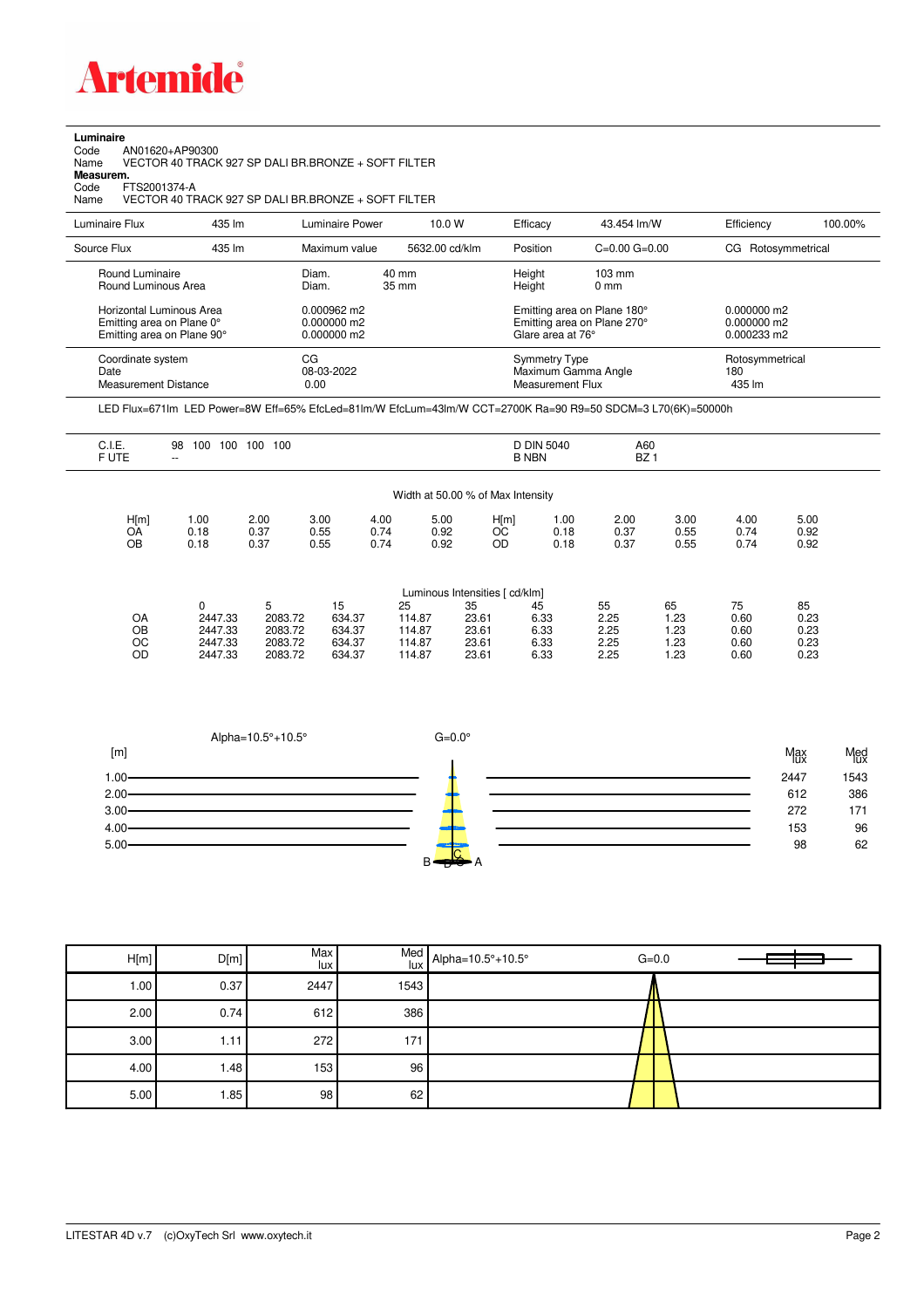**Luminaire**

Code AN01620+AP90300
Name VECTOR 40 TRACK 927 SP DALI BR.BRONZE + SOFT FILTER

**Measurem.**

Code FTS2001374-A
Name VECTOR 40 TRACK 927 SP DALI BR.BRONZE + SOFT FILTER

| | | | | | | | |
|---|---|---|---|---|---|---|---|
| Luminaire Flux | 435 lm | Luminaire Power | 10.0 W | Efficacy | 43.454 lm/W | Efficiency | 100.00% |
| Source Flux | 435 lm | Maximum value | 5632.00 cd/klm | Position | C=0.00 G=0.00 | CG | Rotosymmetrical |

| | | | | | |
|---|---|---|---|---|---|
| Round Luminaire | Diam. | 40 mm | Height | 103 mm | |
| Round Luminous Area | Diam. | 35 mm | Height | 0 mm | |
| Horizontal Luminous Area | 0.000962 m2 | | Emitting area on Plane 180° | | 0.000000 m2 |
| Emitting area on Plane 0° | 0.000000 m2 | | Emitting area on Plane 270° | | 0.000000 m2 |
| Emitting area on Plane 90° | 0.000000 m2 | | Glare area at 76° | | 0.000233 m2 |
| Coordinate system | CG | | Symmetry Type | | Rotosymmetrical |
| Date | 08-03-2022 | | Maximum Gamma Angle | | 180 |
| Measurement Distance | 0.00 | | Measurement Flux | | 435 lm |

LED Flux=671lm LED Power=8W Eff=65% EfcLed=81lm/W EfcLum=43lm/W CCT=2700K Ra=90 R9=50 SDCM=3 L70(6K)=50000h

| | | | |
|---|---|---|---|
| C.I.E. | 98 100 100 100 100 | D DIN 5040 | A60 |
| F UTE | -- | B NBN | BZ 1 |

Width at 50.00 % of Max Intensity

| H[m] | 1.00 | 2.00 | 3.00 | 4.00 | 5.00 | H[m] | 1.00 | 2.00 | 3.00 | 4.00 | 5.00 |
|---|---|---|---|---|---|---|---|---|---|---|---|
| OA | 0.18 | 0.37 | 0.55 | 0.74 | 0.92 | OC | 0.18 | 0.37 | 0.55 | 0.74 | 0.92 |
| OB | 0.18 | 0.37 | 0.55 | 0.74 | 0.92 | OD | 0.18 | 0.37 | 0.55 | 0.74 | 0.92 |

Luminous Intensities [ cd/klm]

| | 0 | 5 | 15 | 25 | 35 | 45 | 55 | 65 | 75 | 85 |
|---|---|---|---|---|---|---|---|---|---|---|
| OA | 2447.33 | 2083.72 | 634.37 | 114.87 | 23.61 | 6.33 | 2.25 | 1.23 | 0.60 | 0.23 |
| OB | 2447.33 | 2083.72 | 634.37 | 114.87 | 23.61 | 6.33 | 2.25 | 1.23 | 0.60 | 0.23 |
| OC | 2447.33 | 2083.72 | 634.37 | 114.87 | 23.61 | 6.33 | 2.25 | 1.23 | 0.60 | 0.23 |
| OD | 2447.33 | 2083.72 | 634.37 | 114.87 | 23.61 | 6.33 | 2.25 | 1.23 | 0.60 | 0.23 |

Alpha=10.5°+10.5°
G=0.0°
[m]
Max lux
Med lux
1.00 2447 1543
2.00 612 386
3.00 272 171
4.00 153 96
5.00 98 62
B D C A

| H[m] | D[m] | Max lux | Med lux | Alpha=10.5°+10.5° G=0.0 |
|---|---|---|---|---|
| 1.00 | 0.37 | 2447 | 1543 | |
| 2.00 | 0.74 | 612 | 386 | |
| 3.00 | 1.11 | 272 | 171 | |
| 4.00 | 1.48 | 153 | 96 | |
| 5.00 | 1.85 | 98 | 62 | |

LITESTAR 4D v.7 (c)OxyTech Srl www.oxytech.it